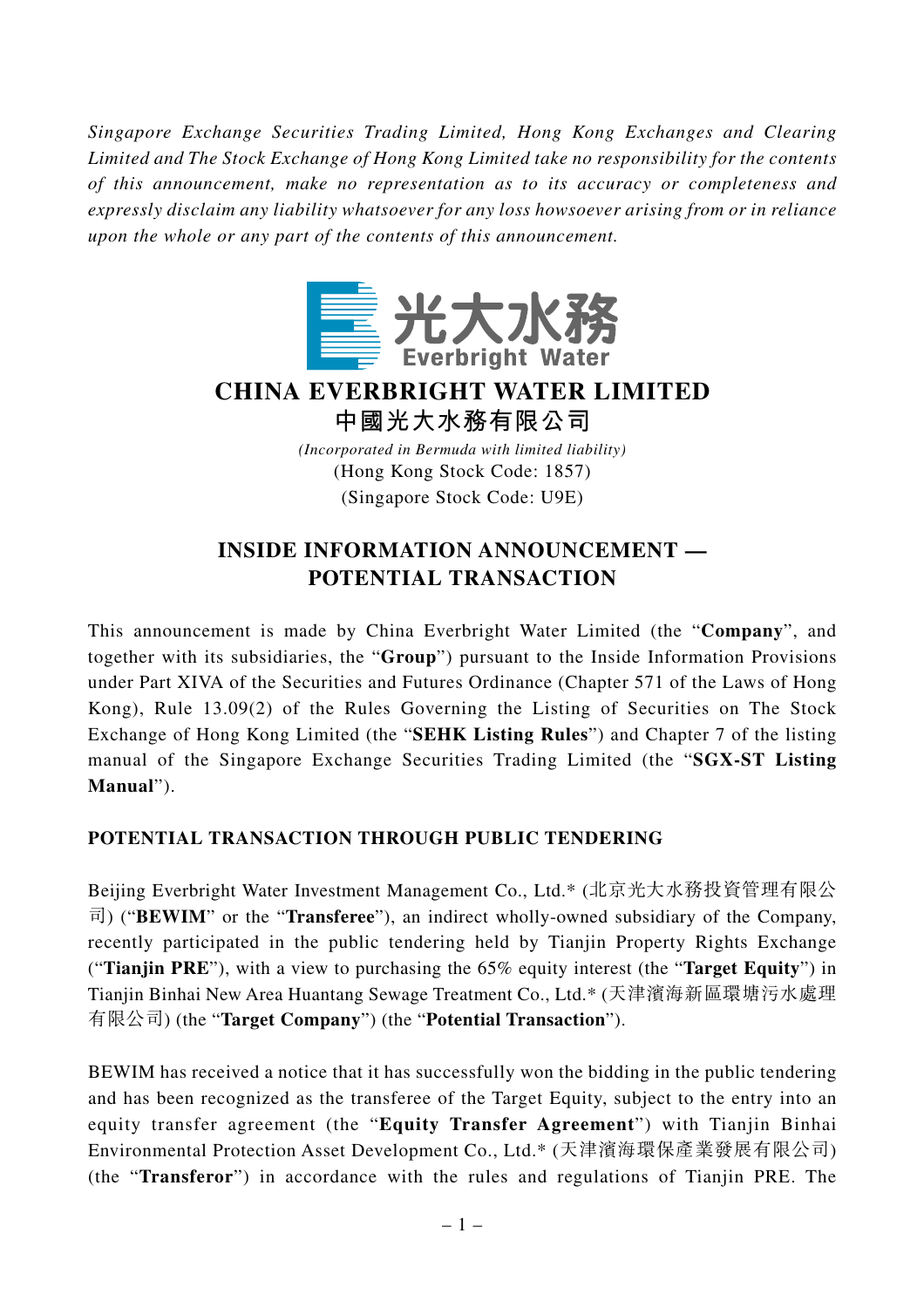*Singapore Exchange Securities Trading Limited, Hong Kong Exchanges and Clearing Limited and The Stock Exchange of Hong Kong Limited take no responsibility for the contents of this announcement, make no representation as to its accuracy or completeness and expressly disclaim any liability whatsoever for any loss howsoever arising from or in reliance upon the whole or any part of the contents of this announcement.*

光大水務
Everbright Water

# CHINA EVERBRIGHT WATER LIMITED
# 中國光大水務有限公司

*(Incorporated in Bermuda with limited liability)*
(Hong Kong Stock Code: 1857)
(Singapore Stock Code: U9E)

## INSIDE INFORMATION ANNOUNCEMENT — POTENTIAL TRANSACTION

This announcement is made by China Everbright Water Limited (the "**Company**", and together with its subsidiaries, the "**Group**") pursuant to the Inside Information Provisions under Part XIVA of the Securities and Futures Ordinance (Chapter 571 of the Laws of Hong Kong), Rule 13.09(2) of the Rules Governing the Listing of Securities on The Stock Exchange of Hong Kong Limited (the "**SEHK Listing Rules**") and Chapter 7 of the listing manual of the Singapore Exchange Securities Trading Limited (the "**SGX-ST Listing Manual**").

### POTENTIAL TRANSACTION THROUGH PUBLIC TENDERING

Beijing Everbright Water Investment Management Co., Ltd.* (北京光大水務投資管理有限公司) ("**BEWIM**" or the "**Transferee**"), an indirect wholly-owned subsidiary of the Company, recently participated in the public tendering held by Tianjin Property Rights Exchange ("**Tianjin PRE**"), with a view to purchasing the 65% equity interest (the "**Target Equity**") in Tianjin Binhai New Area Huantang Sewage Treatment Co., Ltd.* (天津濱海新區環塘污水處理有限公司) (the "**Target Company**") (the "**Potential Transaction**").

BEWIM has received a notice that it has successfully won the bidding in the public tendering and has been recognized as the transferee of the Target Equity, subject to the entry into an equity transfer agreement (the "**Equity Transfer Agreement**") with Tianjin Binhai Environmental Protection Asset Development Co., Ltd.* (天津濱海環保產業發展有限公司) (the "**Transferor**") in accordance with the rules and regulations of Tianjin PRE. The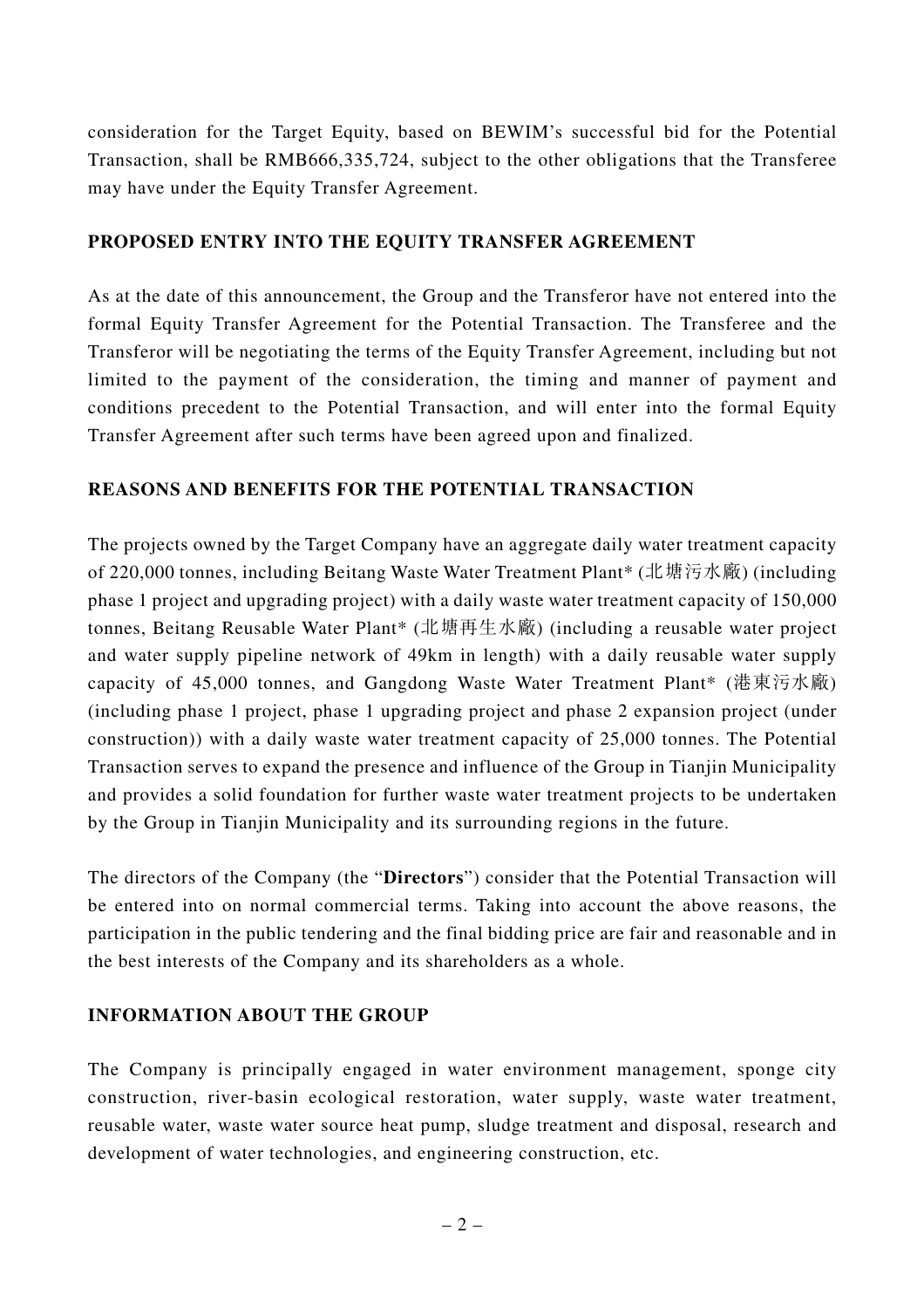consideration for the Target Equity, based on BEWIM's successful bid for the Potential Transaction, shall be RMB666,335,724, subject to the other obligations that the Transferee may have under the Equity Transfer Agreement.

## PROPOSED ENTRY INTO THE EQUITY TRANSFER AGREEMENT

As at the date of this announcement, the Group and the Transferor have not entered into the formal Equity Transfer Agreement for the Potential Transaction. The Transferee and the Transferor will be negotiating the terms of the Equity Transfer Agreement, including but not limited to the payment of the consideration, the timing and manner of payment and conditions precedent to the Potential Transaction, and will enter into the formal Equity Transfer Agreement after such terms have been agreed upon and finalized.

## REASONS AND BENEFITS FOR THE POTENTIAL TRANSACTION

The projects owned by the Target Company have an aggregate daily water treatment capacity of 220,000 tonnes, including Beitang Waste Water Treatment Plant* (北塘污水廠) (including phase 1 project and upgrading project) with a daily waste water treatment capacity of 150,000 tonnes, Beitang Reusable Water Plant* (北塘再生水廠) (including a reusable water project and water supply pipeline network of 49km in length) with a daily reusable water supply capacity of 45,000 tonnes, and Gangdong Waste Water Treatment Plant* (港東污水廠) (including phase 1 project, phase 1 upgrading project and phase 2 expansion project (under construction)) with a daily waste water treatment capacity of 25,000 tonnes. The Potential Transaction serves to expand the presence and influence of the Group in Tianjin Municipality and provides a solid foundation for further waste water treatment projects to be undertaken by the Group in Tianjin Municipality and its surrounding regions in the future.

The directors of the Company (the "**Directors**") consider that the Potential Transaction will be entered into on normal commercial terms. Taking into account the above reasons, the participation in the public tendering and the final bidding price are fair and reasonable and in the best interests of the Company and its shareholders as a whole.

## INFORMATION ABOUT THE GROUP

The Company is principally engaged in water environment management, sponge city construction, river-basin ecological restoration, water supply, waste water treatment, reusable water, waste water source heat pump, sludge treatment and disposal, research and development of water technologies, and engineering construction, etc.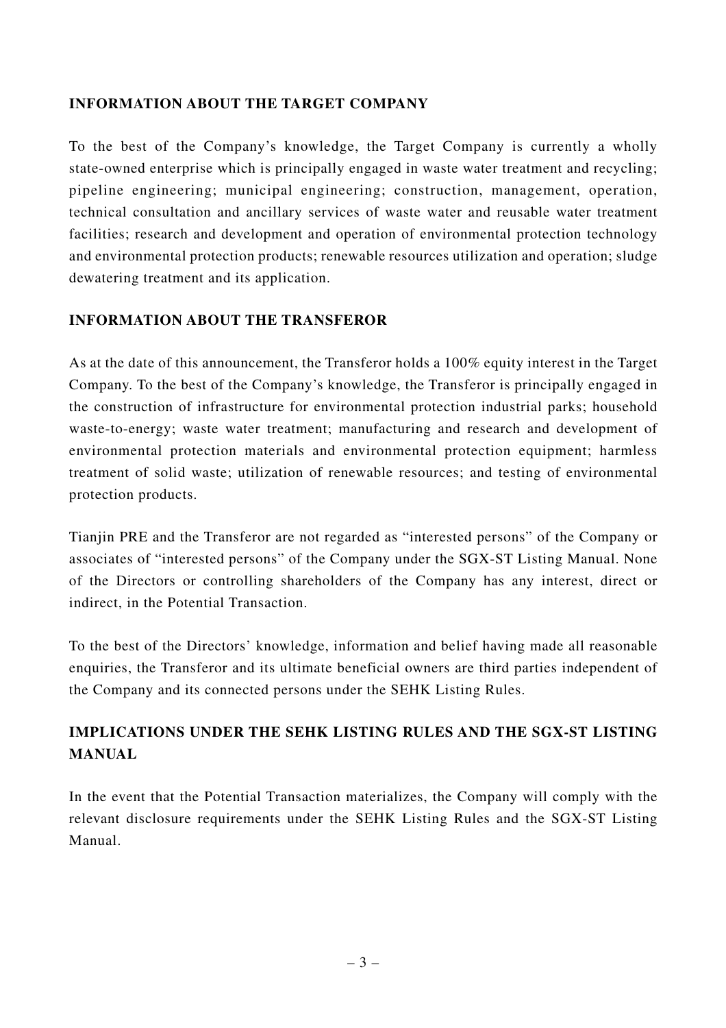## INFORMATION ABOUT THE TARGET COMPANY

To the best of the Company's knowledge, the Target Company is currently a wholly state-owned enterprise which is principally engaged in waste water treatment and recycling; pipeline engineering; municipal engineering; construction, management, operation, technical consultation and ancillary services of waste water and reusable water treatment facilities; research and development and operation of environmental protection technology and environmental protection products; renewable resources utilization and operation; sludge dewatering treatment and its application.

## INFORMATION ABOUT THE TRANSFEROR

As at the date of this announcement, the Transferor holds a 100% equity interest in the Target Company. To the best of the Company's knowledge, the Transferor is principally engaged in the construction of infrastructure for environmental protection industrial parks; household waste-to-energy; waste water treatment; manufacturing and research and development of environmental protection materials and environmental protection equipment; harmless treatment of solid waste; utilization of renewable resources; and testing of environmental protection products.

Tianjin PRE and the Transferor are not regarded as "interested persons" of the Company or associates of "interested persons" of the Company under the SGX-ST Listing Manual. None of the Directors or controlling shareholders of the Company has any interest, direct or indirect, in the Potential Transaction.

To the best of the Directors' knowledge, information and belief having made all reasonable enquiries, the Transferor and its ultimate beneficial owners are third parties independent of the Company and its connected persons under the SEHK Listing Rules.

## IMPLICATIONS UNDER THE SEHK LISTING RULES AND THE SGX-ST LISTING MANUAL

In the event that the Potential Transaction materializes, the Company will comply with the relevant disclosure requirements under the SEHK Listing Rules and the SGX-ST Listing Manual.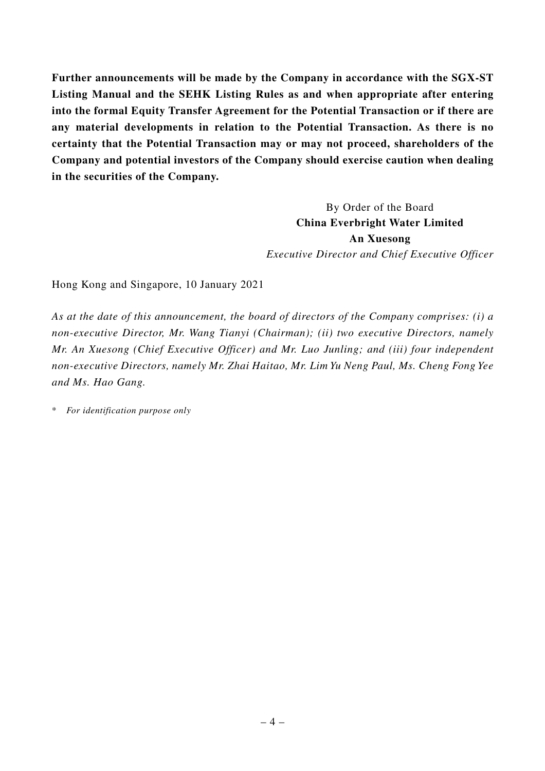**Further announcements will be made by the Company in accordance with the SGX-ST Listing Manual and the SEHK Listing Rules as and when appropriate after entering into the formal Equity Transfer Agreement for the Potential Transaction or if there are any material developments in relation to the Potential Transaction. As there is no certainty that the Potential Transaction may or may not proceed, shareholders of the Company and potential investors of the Company should exercise caution when dealing in the securities of the Company.**

By Order of the Board
**China Everbright Water Limited**
**An Xuesong**
*Executive Director and Chief Executive Officer*

Hong Kong and Singapore, 10 January 2021

*As at the date of this announcement, the board of directors of the Company comprises: (i) a non-executive Director, Mr. Wang Tianyi (Chairman); (ii) two executive Directors, namely Mr. An Xuesong (Chief Executive Officer) and Mr. Luo Junling; and (iii) four independent non-executive Directors, namely Mr. Zhai Haitao, Mr. Lim Yu Neng Paul, Ms. Cheng Fong Yee and Ms. Hao Gang.*

\* *For identification purpose only*